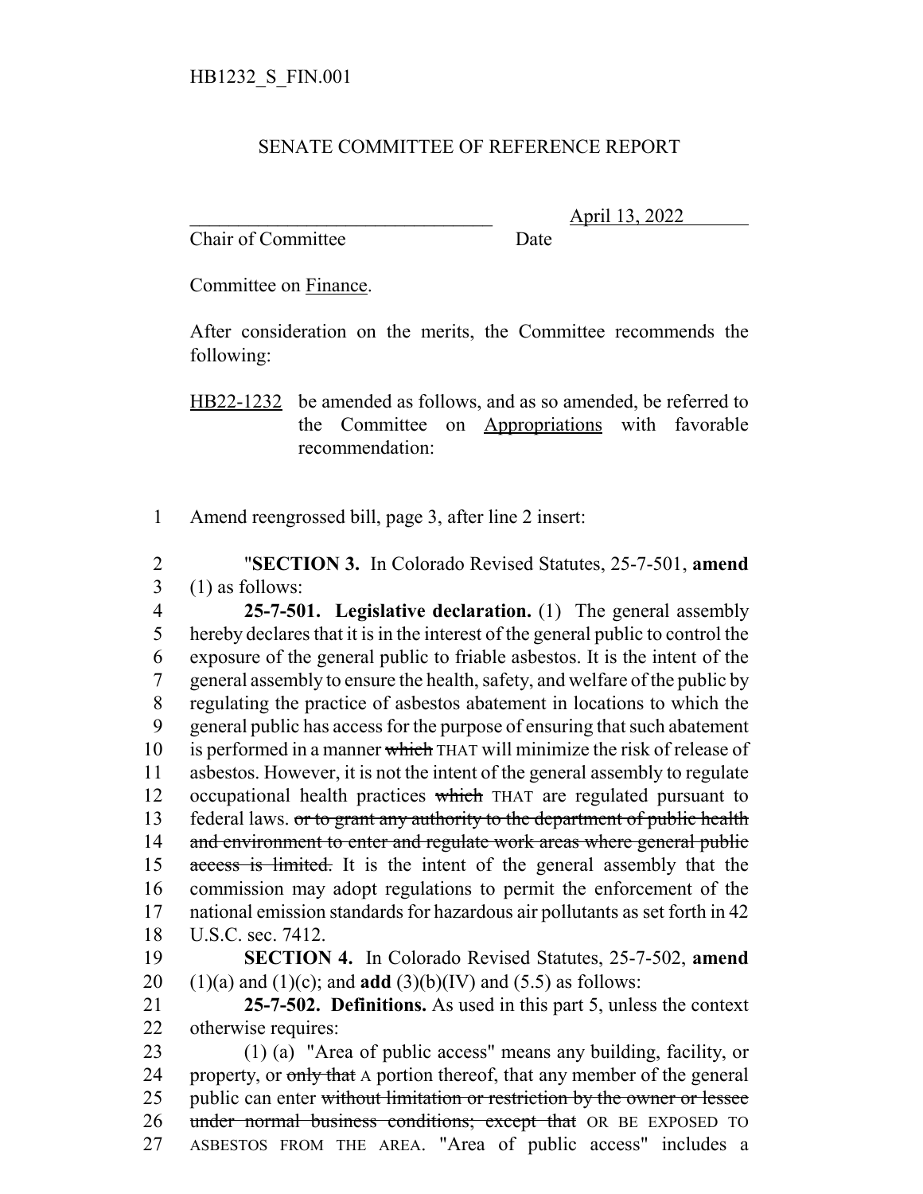HB1232_S_FIN.001

SENATE COMMITTEE OF REFERENCE REPORT

\_\_\_\_\_\_\_\_\_\_\_\_\_\_\_\_\_\_\_\_\_\_\_\_\_\_\_\_\_\_\_\_ April 13, 2022
Chair of Committee Date

Committee on Finance.

After consideration on the merits, the Committee recommends the following:

HB22-1232 be amended as follows, and as so amended, be referred to the Committee on Appropriations with favorable recommendation:

1 Amend reengrossed bill, page 3, after line 2 insert:

2 "**SECTION 3.** In Colorado Revised Statutes, 25-7-501, **amend**
3 (1) as follows:
4 **25-7-501. Legislative declaration.** (1) The general assembly
5 hereby declares that it is in the interest of the general public to control the
6 exposure of the general public to friable asbestos. It is the intent of the
7 general assembly to ensure the health, safety, and welfare of the public by
8 regulating the practice of asbestos abatement in locations to which the
9 general public has access for the purpose of ensuring that such abatement
10 is performed in a manner ~~which~~ THAT will minimize the risk of release of
11 asbestos. However, it is not the intent of the general assembly to regulate
12 occupational health practices ~~which~~ THAT are regulated pursuant to
13 federal laws. ~~or to grant any authority to the department of public health~~
14 ~~and environment to enter and regulate work areas where general public~~
15 ~~access is limited.~~ It is the intent of the general assembly that the
16 commission may adopt regulations to permit the enforcement of the
17 national emission standards for hazardous air pollutants as set forth in 42
18 U.S.C. sec. 7412.
19 **SECTION 4.** In Colorado Revised Statutes, 25-7-502, **amend**
20 (1)(a) and (1)(c); and **add** (3)(b)(IV) and (5.5) as follows:
21 **25-7-502. Definitions.** As used in this part 5, unless the context
22 otherwise requires:
23 (1) (a) "Area of public access" means any building, facility, or
24 property, or ~~only that~~ A portion thereof, that any member of the general
25 public can enter ~~without limitation or restriction by the owner or lessee~~
26 ~~under normal business conditions; except that~~ OR BE EXPOSED TO
27 ASBESTOS FROM THE AREA. "Area of public access" includes a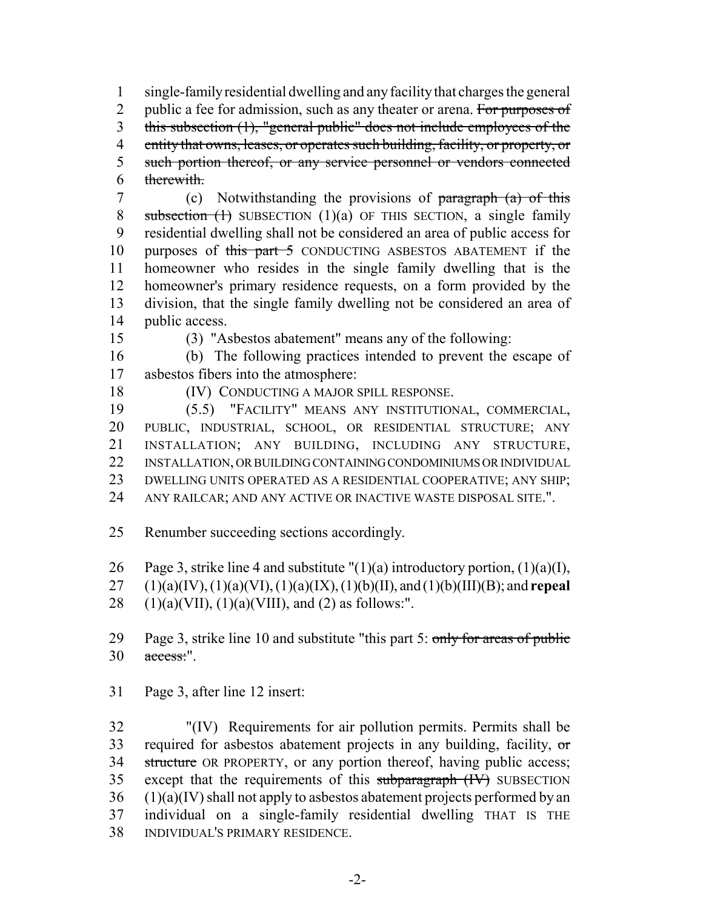single-family residential dwelling and any facility that charges the general public a fee for admission, such as any theater or arena. ~~For purposes of this subsection (1), "general public" does not include employees of the entity that owns, leases, or operates such building, facility, or property, or such portion thereof, or any service personnel or vendors connected therewith.~~

(c) Notwithstanding the provisions of ~~paragraph (a) of this subsection (1)~~ SUBSECTION (1)(a) OF THIS SECTION, a single family residential dwelling shall not be considered an area of public access for purposes of ~~this part 5~~ CONDUCTING ASBESTOS ABATEMENT if the homeowner who resides in the single family dwelling that is the homeowner's primary residence requests, on a form provided by the division, that the single family dwelling not be considered an area of public access.

(3) "Asbestos abatement" means any of the following:

(b) The following practices intended to prevent the escape of asbestos fibers into the atmosphere:

(IV) CONDUCTING A MAJOR SPILL RESPONSE.

(5.5) "FACILITY" MEANS ANY INSTITUTIONAL, COMMERCIAL, PUBLIC, INDUSTRIAL, SCHOOL, OR RESIDENTIAL STRUCTURE; ANY INSTALLATION; ANY BUILDING, INCLUDING ANY STRUCTURE, INSTALLATION, OR BUILDING CONTAINING CONDOMINIUMS OR INDIVIDUAL DWELLING UNITS OPERATED AS A RESIDENTIAL COOPERATIVE; ANY SHIP; ANY RAILCAR; AND ANY ACTIVE OR INACTIVE WASTE DISPOSAL SITE.".

Renumber succeeding sections accordingly.

Page 3, strike line 4 and substitute "(1)(a) introductory portion, (1)(a)(I), (1)(a)(IV), (1)(a)(VI), (1)(a)(IX), (1)(b)(II), and (1)(b)(III)(B); and **repeal** (1)(a)(VII), (1)(a)(VIII), and (2) as follows:".

Page 3, strike line 10 and substitute "this part 5: ~~only for areas of public access:~~".

Page 3, after line 12 insert:

"(IV) Requirements for air pollution permits. Permits shall be required for asbestos abatement projects in any building, facility, ~~or structure~~ OR PROPERTY, or any portion thereof, having public access; except that the requirements of this ~~subparagraph (IV)~~ SUBSECTION (1)(a)(IV) shall not apply to asbestos abatement projects performed by an individual on a single-family residential dwelling THAT IS THE INDIVIDUAL'S PRIMARY RESIDENCE.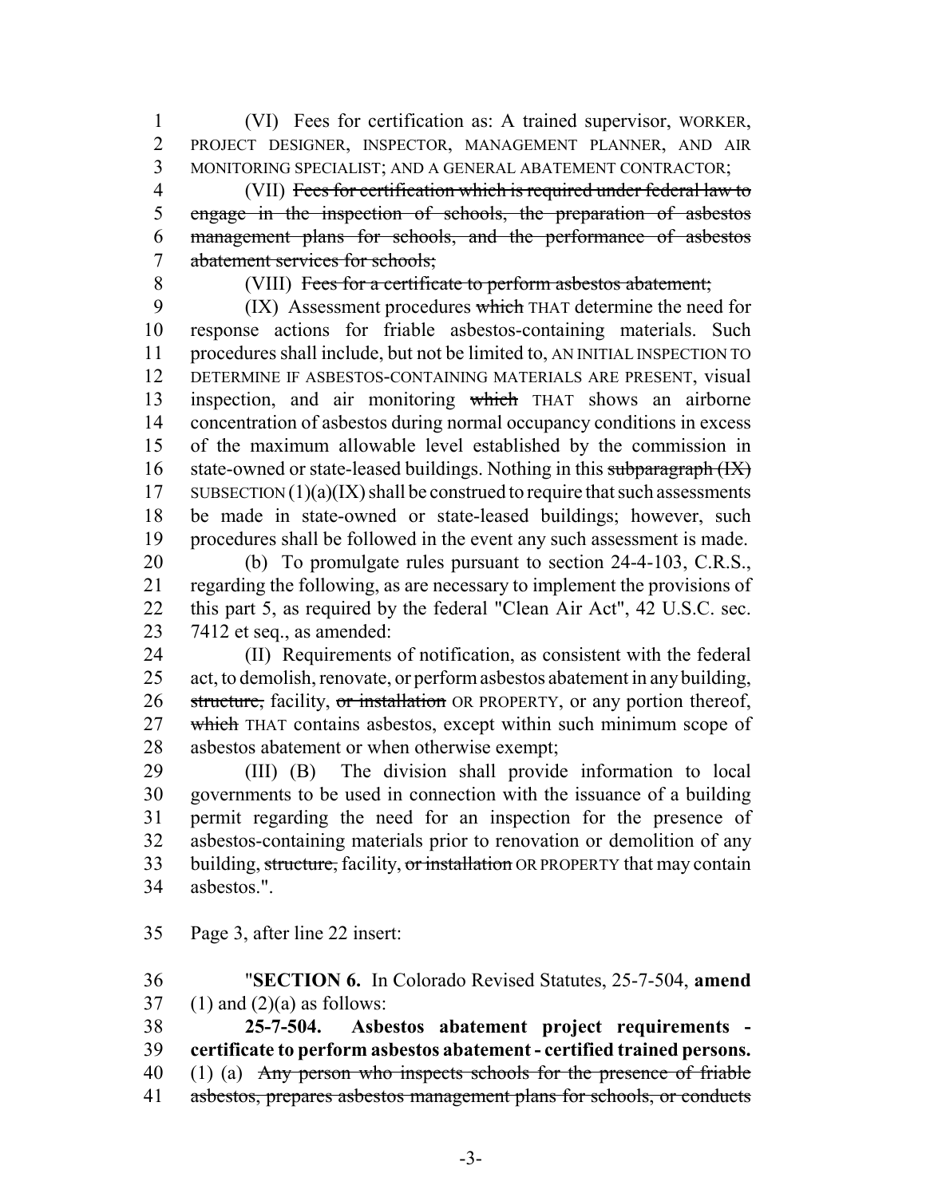(VI) Fees for certification as: A trained supervisor, WORKER, PROJECT DESIGNER, INSPECTOR, MANAGEMENT PLANNER, AND AIR MONITORING SPECIALIST; AND A GENERAL ABATEMENT CONTRACTOR;

(VII) ~~Fees for certification which is required under federal law to engage in the inspection of schools, the preparation of asbestos management plans for schools, and the performance of asbestos abatement services for schools;~~

(VIII) ~~Fees for a certificate to perform asbestos abatement;~~

(IX) Assessment procedures ~~which~~ THAT determine the need for response actions for friable asbestos-containing materials. Such procedures shall include, but not be limited to, AN INITIAL INSPECTION TO DETERMINE IF ASBESTOS-CONTAINING MATERIALS ARE PRESENT, visual inspection, and air monitoring ~~which~~ THAT shows an airborne concentration of asbestos during normal occupancy conditions in excess of the maximum allowable level established by the commission in state-owned or state-leased buildings. Nothing in this ~~subparagraph (IX)~~ SUBSECTION (1)(a)(IX) shall be construed to require that such assessments be made in state-owned or state-leased buildings; however, such procedures shall be followed in the event any such assessment is made.

(b) To promulgate rules pursuant to section 24-4-103, C.R.S., regarding the following, as are necessary to implement the provisions of this part 5, as required by the federal "Clean Air Act", 42 U.S.C. sec. 7412 et seq., as amended:

(II) Requirements of notification, as consistent with the federal act, to demolish, renovate, or perform asbestos abatement in any building, ~~structure,~~ facility, ~~or installation~~ OR PROPERTY, or any portion thereof, ~~which~~ THAT contains asbestos, except within such minimum scope of asbestos abatement or when otherwise exempt;

(III) (B) The division shall provide information to local governments to be used in connection with the issuance of a building permit regarding the need for an inspection for the presence of asbestos-containing materials prior to renovation or demolition of any building, ~~structure,~~ facility, ~~or installation~~ OR PROPERTY that may contain asbestos.".

Page 3, after line 22 insert:

"**SECTION 6.** In Colorado Revised Statutes, 25-7-504, **amend** (1) and (2)(a) as follows:

**25-7-504. Asbestos abatement project requirements - certificate to perform asbestos abatement - certified trained persons.** (1) (a) ~~Any person who inspects schools for the presence of friable asbestos, prepares asbestos management plans for schools, or conducts~~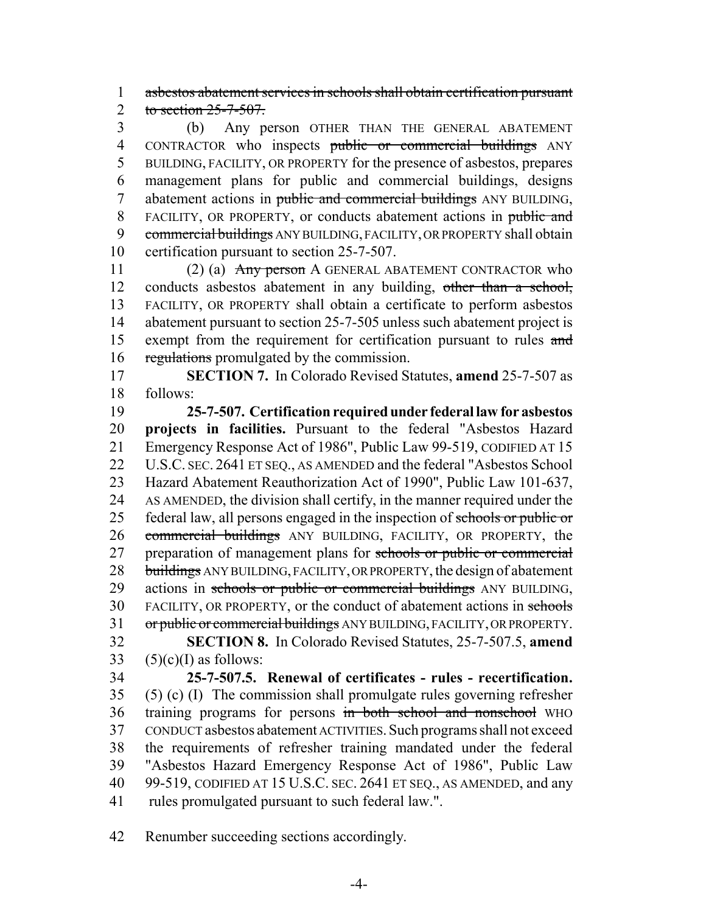asbestos abatement services in schools shall obtain certification pursuant to section 25-7-507.

(b) Any person OTHER THAN THE GENERAL ABATEMENT CONTRACTOR who inspects public or commercial buildings ANY BUILDING, FACILITY, OR PROPERTY for the presence of asbestos, prepares management plans for public and commercial buildings, designs abatement actions in public and commercial buildings ANY BUILDING, FACILITY, OR PROPERTY, or conducts abatement actions in public and commercial buildings ANY BUILDING, FACILITY, OR PROPERTY shall obtain certification pursuant to section 25-7-507.

(2) (a) Any person A GENERAL ABATEMENT CONTRACTOR who conducts asbestos abatement in any building, other than a school, FACILITY, OR PROPERTY shall obtain a certificate to perform asbestos abatement pursuant to section 25-7-505 unless such abatement project is exempt from the requirement for certification pursuant to rules and regulations promulgated by the commission.

**SECTION 7.** In Colorado Revised Statutes, **amend** 25-7-507 as follows:

**25-7-507. Certification required under federal law for asbestos projects in facilities.** Pursuant to the federal "Asbestos Hazard Emergency Response Act of 1986", Public Law 99-519, CODIFIED AT 15 U.S.C. SEC. 2641 ET SEQ., AS AMENDED and the federal "Asbestos School Hazard Abatement Reauthorization Act of 1990", Public Law 101-637, AS AMENDED, the division shall certify, in the manner required under the federal law, all persons engaged in the inspection of schools or public or commercial buildings ANY BUILDING, FACILITY, OR PROPERTY, the preparation of management plans for schools or public or commercial buildings ANY BUILDING, FACILITY, OR PROPERTY, the design of abatement actions in schools or public or commercial buildings ANY BUILDING, FACILITY, OR PROPERTY, or the conduct of abatement actions in schools or public or commercial buildings ANY BUILDING, FACILITY, OR PROPERTY.

**SECTION 8.** In Colorado Revised Statutes, 25-7-507.5, **amend** (5)(c)(I) as follows:

**25-7-507.5. Renewal of certificates - rules - recertification.** (5) (c) (I) The commission shall promulgate rules governing refresher training programs for persons in both school and nonschool WHO CONDUCT asbestos abatement ACTIVITIES. Such programs shall not exceed the requirements of refresher training mandated under the federal "Asbestos Hazard Emergency Response Act of 1986", Public Law 99-519, CODIFIED AT 15 U.S.C. SEC. 2641 ET SEQ., AS AMENDED, and any rules promulgated pursuant to such federal law.".

Renumber succeeding sections accordingly.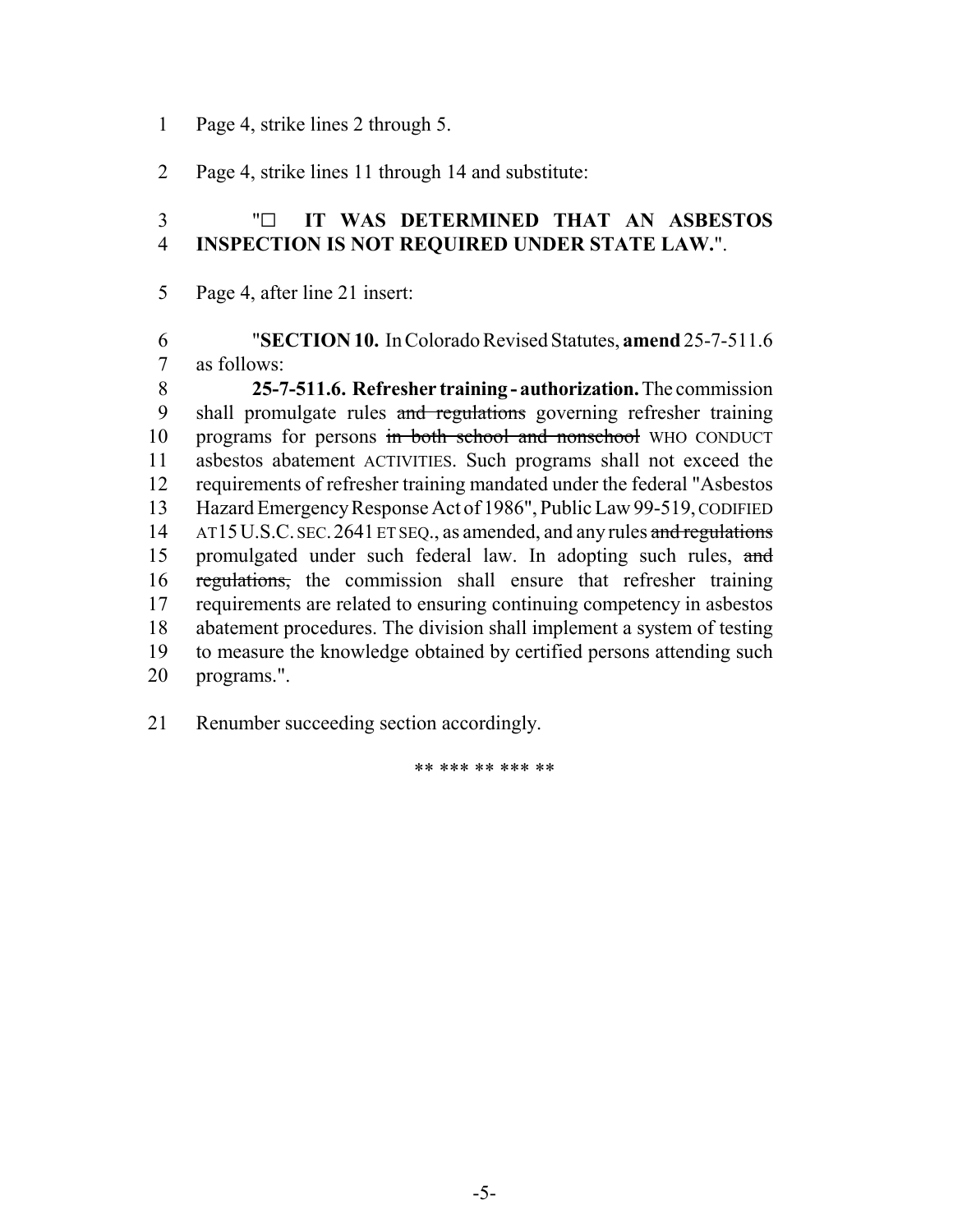Page 4, strike lines 2 through 5.

Page 4, strike lines 11 through 14 and substitute:

"☐ **IT WAS DETERMINED THAT AN ASBESTOS INSPECTION IS NOT REQUIRED UNDER STATE LAW.**".

Page 4, after line 21 insert:

"**SECTION 10.** In Colorado Revised Statutes, **amend** 25-7-511.6 as follows:

**25-7-511.6. Refresher training - authorization.** The commission shall promulgate rules ~~and regulations~~ governing refresher training programs for persons ~~in both school and nonschool~~ WHO CONDUCT asbestos abatement ACTIVITIES. Such programs shall not exceed the requirements of refresher training mandated under the federal "Asbestos Hazard Emergency Response Act of 1986", Public Law 99-519, CODIFIED AT 15 U.S.C. SEC. 2641 ET SEQ., as amended, and any rules ~~and regulations~~ promulgated under such federal law. In adopting such rules, ~~and regulations,~~ the commission shall ensure that refresher training requirements are related to ensuring continuing competency in asbestos abatement procedures. The division shall implement a system of testing to measure the knowledge obtained by certified persons attending such programs.".

Renumber succeeding section accordingly.

** *** ** *** **